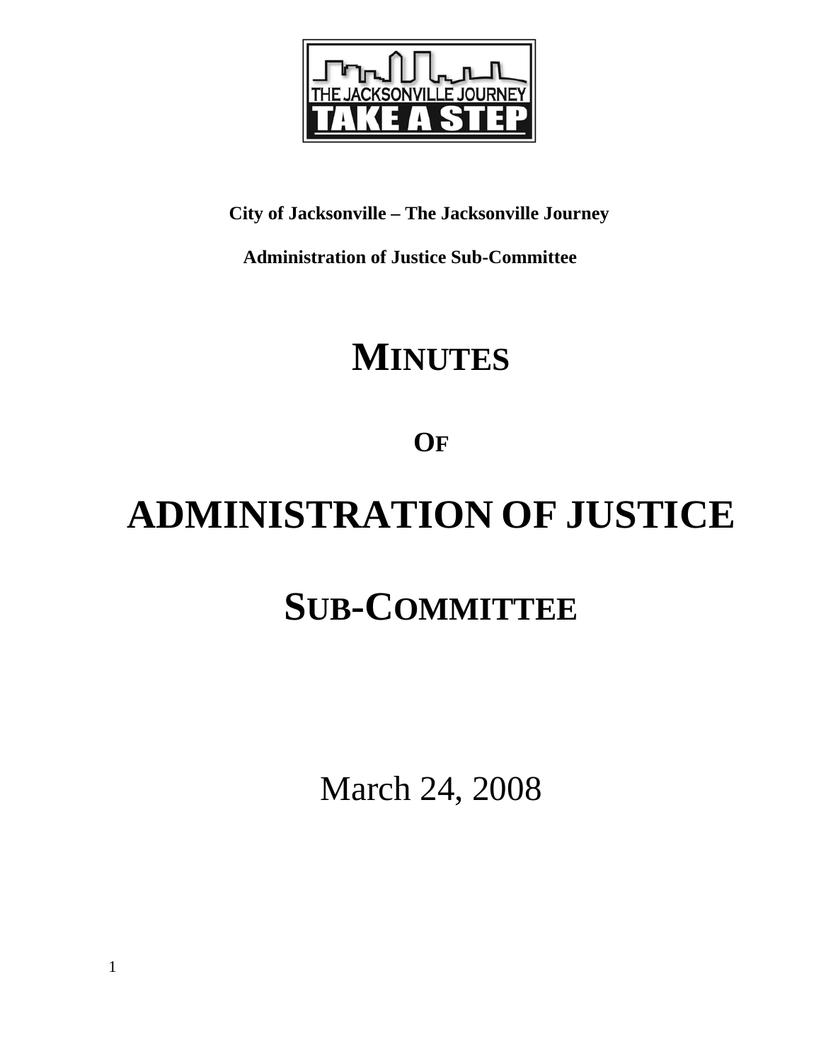THE JACKSONVILLE JOURNEY
TAKE A STEP

**City of Jacksonville – The Jacksonville Journey**

**Administration of Justice Sub-Committee**

# MINUTES

# OF

# ADMINISTRATION OF JUSTICE

# SUB-COMMITTEE

March 24, 2008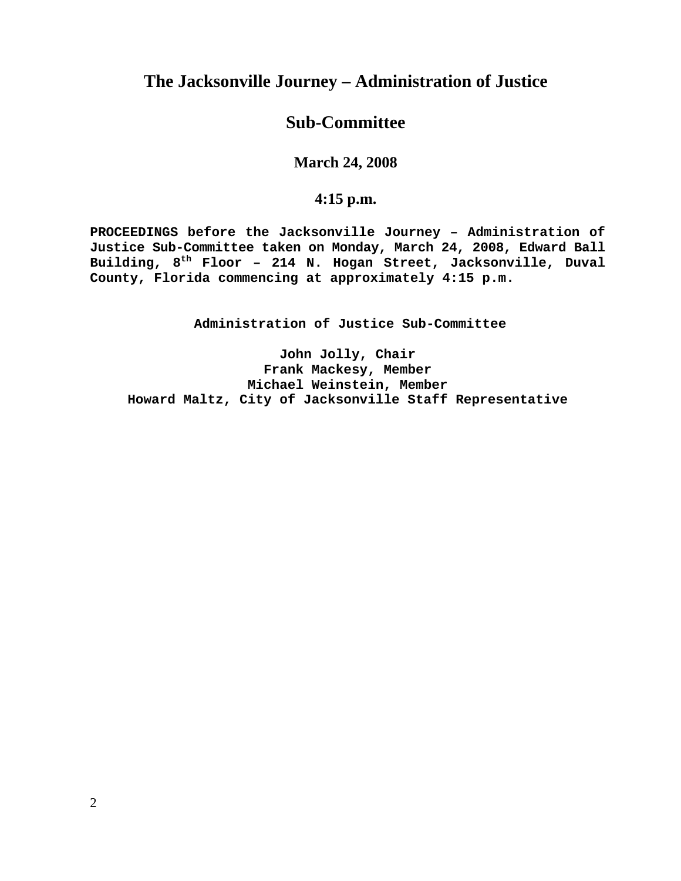# The Jacksonville Journey – Administration of Justice

# Sub-Committee

### March 24, 2008

### 4:15 p.m.

**PROCEEDINGS before the Jacksonville Journey – Administration of Justice Sub-Committee taken on Monday, March 24, 2008, Edward Ball Building, 8th Floor – 214 N. Hogan Street, Jacksonville, Duval County, Florida commencing at approximately 4:15 p.m.**

**Administration of Justice Sub-Committee**

**John Jolly, Chair**
**Frank Mackesy, Member**
**Michael Weinstein, Member**
**Howard Maltz, City of Jacksonville Staff Representative**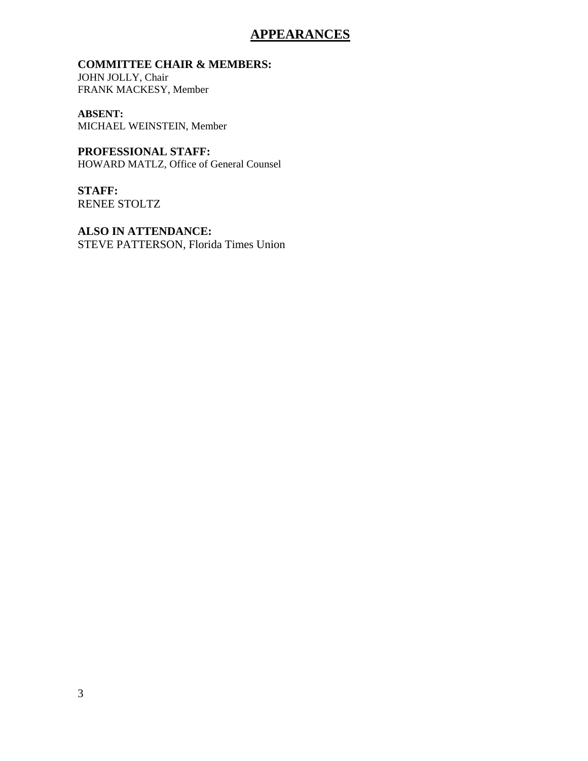# APPEARANCES

**COMMITTEE CHAIR & MEMBERS:**
JOHN JOLLY, Chair
FRANK MACKESY, Member

**ABSENT:**
MICHAEL WEINSTEIN, Member

**PROFESSIONAL STAFF:**
HOWARD MATLZ, Office of General Counsel

**STAFF:**
RENEE STOLTZ

**ALSO IN ATTENDANCE:**
STEVE PATTERSON, Florida Times Union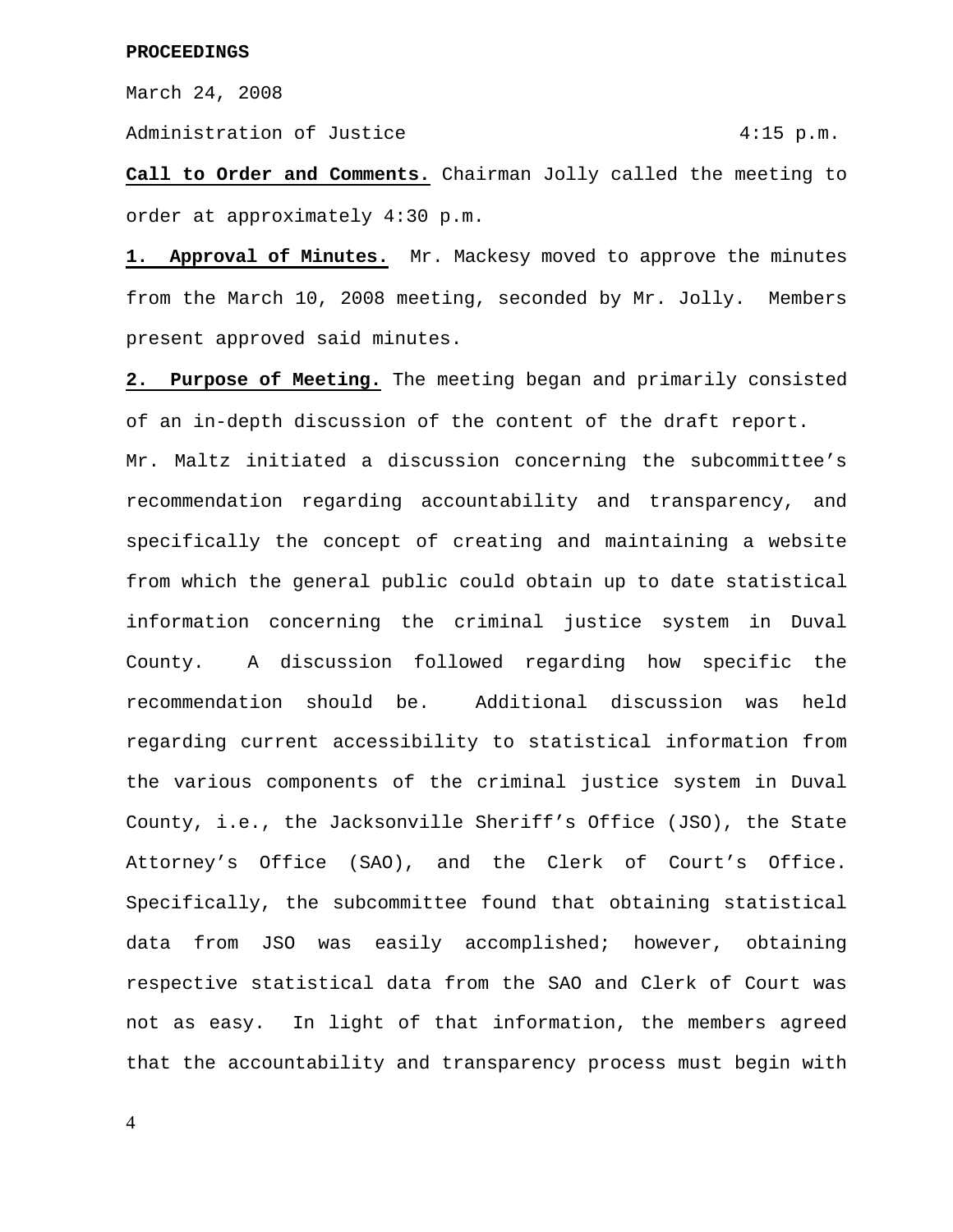**PROCEEDINGS**

March 24, 2008

Administration of Justice 4:15 p.m.

**Call to Order and Comments.** Chairman Jolly called the meeting to order at approximately 4:30 p.m.

**1. Approval of Minutes.** Mr. Mackesy moved to approve the minutes from the March 10, 2008 meeting, seconded by Mr. Jolly. Members present approved said minutes.

**2. Purpose of Meeting.** The meeting began and primarily consisted of an in-depth discussion of the content of the draft report.

Mr. Maltz initiated a discussion concerning the subcommittee's recommendation regarding accountability and transparency, and specifically the concept of creating and maintaining a website from which the general public could obtain up to date statistical information concerning the criminal justice system in Duval County. A discussion followed regarding how specific the recommendation should be. Additional discussion was held regarding current accessibility to statistical information from the various components of the criminal justice system in Duval County, i.e., the Jacksonville Sheriff's Office (JSO), the State Attorney's Office (SAO), and the Clerk of Court's Office. Specifically, the subcommittee found that obtaining statistical data from JSO was easily accomplished; however, obtaining respective statistical data from the SAO and Clerk of Court was not as easy. In light of that information, the members agreed that the accountability and transparency process must begin with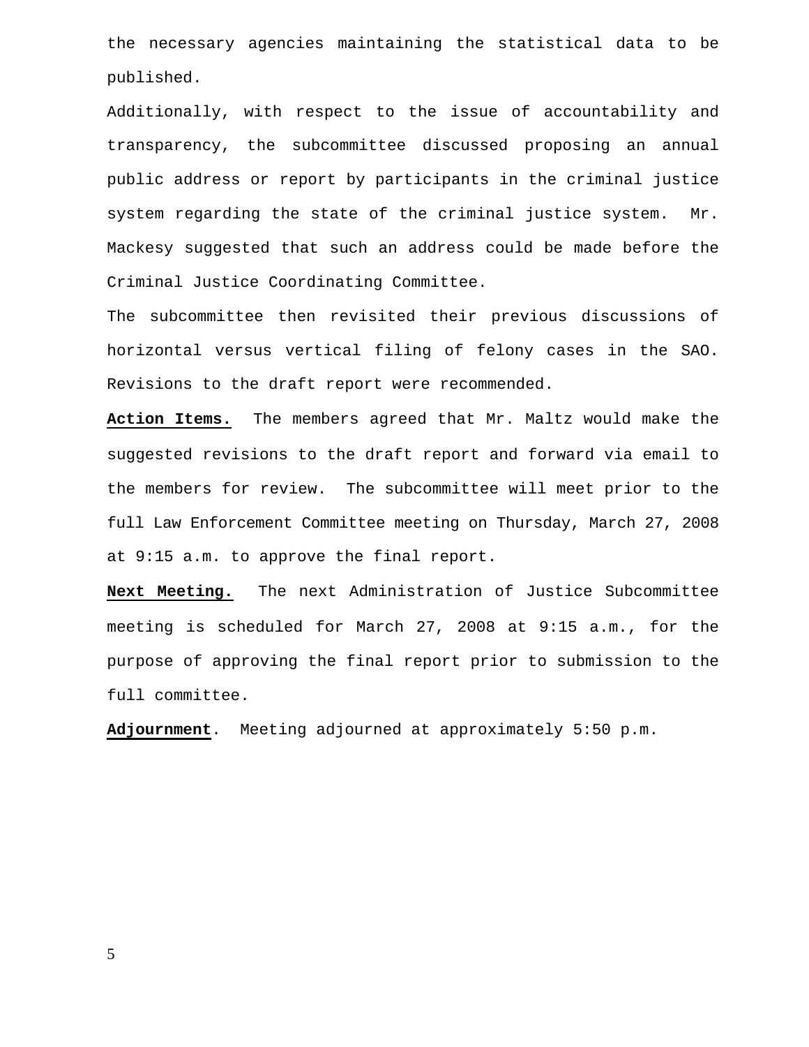the necessary agencies maintaining the statistical data to be published.

Additionally, with respect to the issue of accountability and transparency, the subcommittee discussed proposing an annual public address or report by participants in the criminal justice system regarding the state of the criminal justice system. Mr. Mackesy suggested that such an address could be made before the Criminal Justice Coordinating Committee.

The subcommittee then revisited their previous discussions of horizontal versus vertical filing of felony cases in the SAO. Revisions to the draft report were recommended.

**Action Items.** The members agreed that Mr. Maltz would make the suggested revisions to the draft report and forward via email to the members for review. The subcommittee will meet prior to the full Law Enforcement Committee meeting on Thursday, March 27, 2008 at 9:15 a.m. to approve the final report.

**Next Meeting.** The next Administration of Justice Subcommittee meeting is scheduled for March 27, 2008 at 9:15 a.m., for the purpose of approving the final report prior to submission to the full committee.

**Adjournment**. Meeting adjourned at approximately 5:50 p.m.